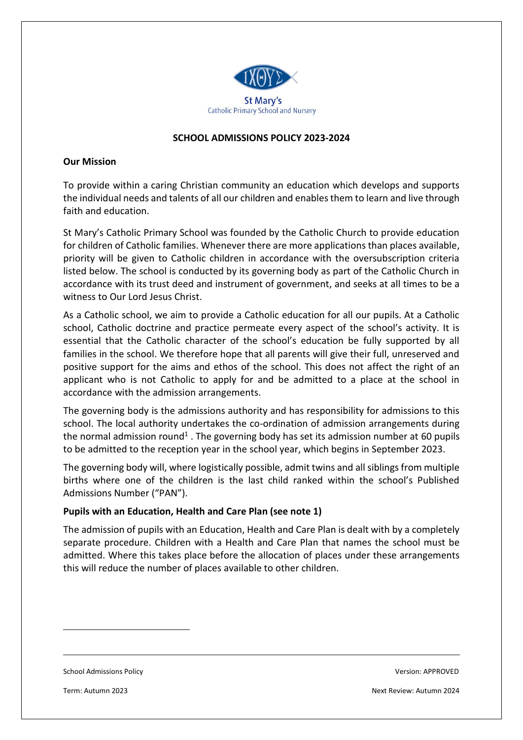St Mary's
Catholic Primary School and Nursery

# SCHOOL ADMISSIONS POLICY 2023-2024

## Our Mission

To provide within a caring Christian community an education which develops and supports the individual needs and talents of all our children and enables them to learn and live through faith and education.

St Mary's Catholic Primary School was founded by the Catholic Church to provide education for children of Catholic families. Whenever there are more applications than places available, priority will be given to Catholic children in accordance with the oversubscription criteria listed below. The school is conducted by its governing body as part of the Catholic Church in accordance with its trust deed and instrument of government, and seeks at all times to be a witness to Our Lord Jesus Christ.

As a Catholic school, we aim to provide a Catholic education for all our pupils. At a Catholic school, Catholic doctrine and practice permeate every aspect of the school's activity. It is essential that the Catholic character of the school's education be fully supported by all families in the school. We therefore hope that all parents will give their full, unreserved and positive support for the aims and ethos of the school. This does not affect the right of an applicant who is not Catholic to apply for and be admitted to a place at the school in accordance with the admission arrangements.

The governing body is the admissions authority and has responsibility for admissions to this school. The local authority undertakes the co-ordination of admission arrangements during the normal admission round[1] . The governing body has set its admission number at 60 pupils to be admitted to the reception year in the school year, which begins in September 2023.

The governing body will, where logistically possible, admit twins and all siblings from multiple births where one of the children is the last child ranked within the school's Published Admissions Number ("PAN").

## Pupils with an Education, Health and Care Plan (see note 1)

The admission of pupils with an Education, Health and Care Plan is dealt with by a completely separate procedure. Children with a Health and Care Plan that names the school must be admitted. Where this takes place before the allocation of places under these arrangements this will reduce the number of places available to other children.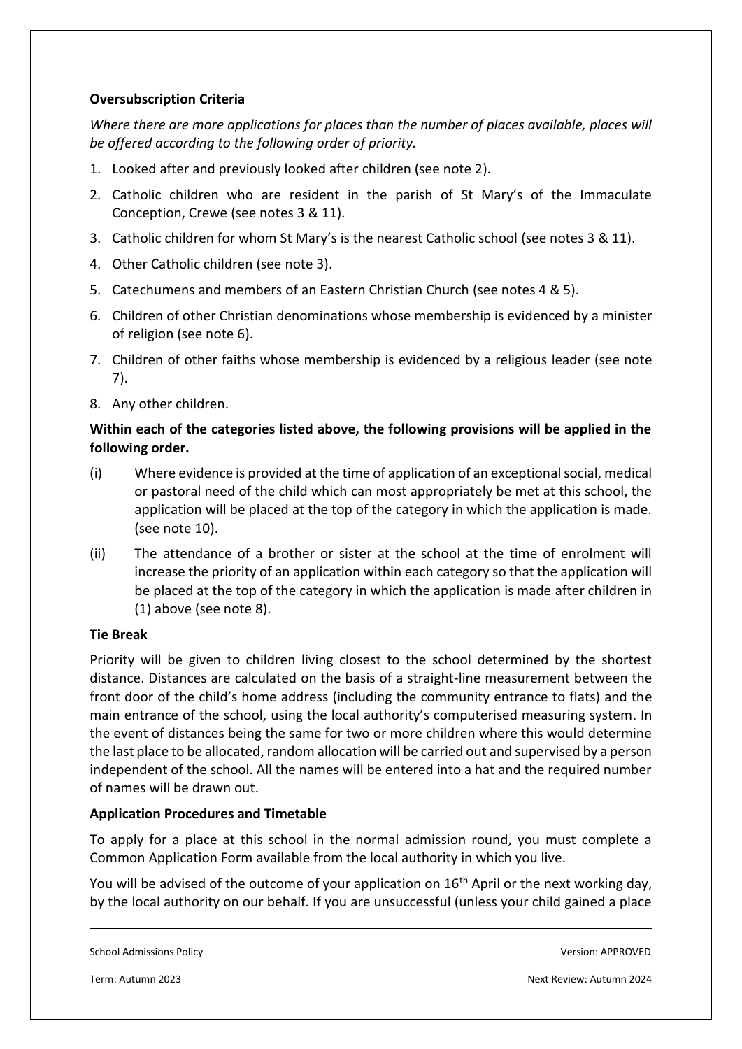**Oversubscription Criteria**

*Where there are more applications for places than the number of places available, places will be offered according to the following order of priority.*

1. Looked after and previously looked after children (see note 2).
2. Catholic children who are resident in the parish of St Mary's of the Immaculate Conception, Crewe (see notes 3 & 11).
3. Catholic children for whom St Mary's is the nearest Catholic school (see notes 3 & 11).
4. Other Catholic children (see note 3).
5. Catechumens and members of an Eastern Christian Church (see notes 4 & 5).
6. Children of other Christian denominations whose membership is evidenced by a minister of religion (see note 6).
7. Children of other faiths whose membership is evidenced by a religious leader (see note 7).
8. Any other children.

**Within each of the categories listed above, the following provisions will be applied in the following order.**

(i) Where evidence is provided at the time of application of an exceptional social, medical or pastoral need of the child which can most appropriately be met at this school, the application will be placed at the top of the category in which the application is made. (see note 10).

(ii) The attendance of a brother or sister at the school at the time of enrolment will increase the priority of an application within each category so that the application will be placed at the top of the category in which the application is made after children in (1) above (see note 8).

**Tie Break**

Priority will be given to children living closest to the school determined by the shortest distance. Distances are calculated on the basis of a straight-line measurement between the front door of the child's home address (including the community entrance to flats) and the main entrance of the school, using the local authority's computerised measuring system. In the event of distances being the same for two or more children where this would determine the last place to be allocated, random allocation will be carried out and supervised by a person independent of the school. All the names will be entered into a hat and the required number of names will be drawn out.

**Application Procedures and Timetable**

To apply for a place at this school in the normal admission round, you must complete a Common Application Form available from the local authority in which you live.

You will be advised of the outcome of your application on 16th April or the next working day, by the local authority on our behalf. If you are unsuccessful (unless your child gained a place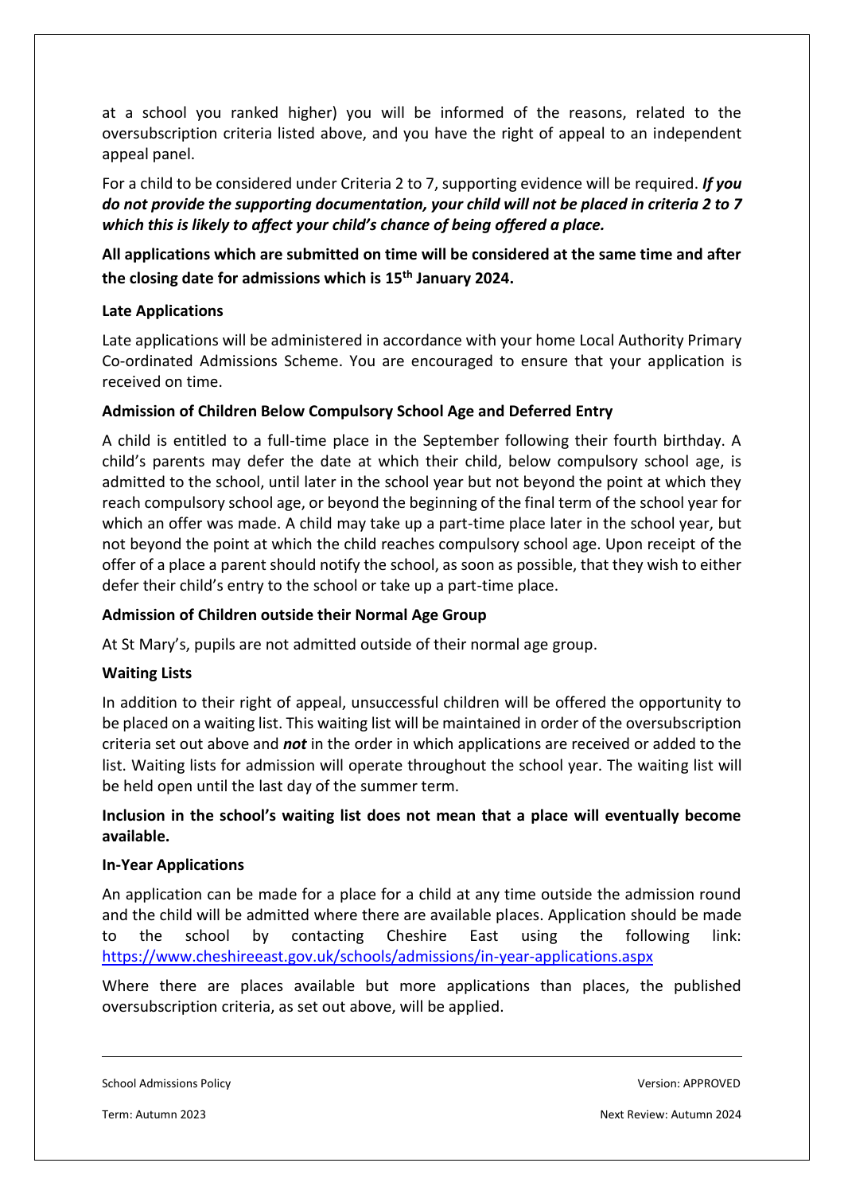at a school you ranked higher) you will be informed of the reasons, related to the oversubscription criteria listed above, and you have the right of appeal to an independent appeal panel.

For a child to be considered under Criteria 2 to 7, supporting evidence will be required. ***If you do not provide the supporting documentation, your child will not be placed in criteria 2 to 7 which this is likely to affect your child's chance of being offered a place.***

**All applications which are submitted on time will be considered at the same time and after the closing date for admissions which is 15th January 2024.**

**Late Applications**

Late applications will be administered in accordance with your home Local Authority Primary Co-ordinated Admissions Scheme. You are encouraged to ensure that your application is received on time.

**Admission of Children Below Compulsory School Age and Deferred Entry**

A child is entitled to a full-time place in the September following their fourth birthday. A child's parents may defer the date at which their child, below compulsory school age, is admitted to the school, until later in the school year but not beyond the point at which they reach compulsory school age, or beyond the beginning of the final term of the school year for which an offer was made. A child may take up a part-time place later in the school year, but not beyond the point at which the child reaches compulsory school age. Upon receipt of the offer of a place a parent should notify the school, as soon as possible, that they wish to either defer their child's entry to the school or take up a part-time place.

**Admission of Children outside their Normal Age Group**

At St Mary's, pupils are not admitted outside of their normal age group.

**Waiting Lists**

In addition to their right of appeal, unsuccessful children will be offered the opportunity to be placed on a waiting list. This waiting list will be maintained in order of the oversubscription criteria set out above and ***not*** in the order in which applications are received or added to the list. Waiting lists for admission will operate throughout the school year. The waiting list will be held open until the last day of the summer term.

**Inclusion in the school's waiting list does not mean that a place will eventually become available.**

**In-Year Applications**

An application can be made for a place for a child at any time outside the admission round and the child will be admitted where there are available places. Application should be made to the school by contacting Cheshire East using the following link: https://www.cheshireeast.gov.uk/schools/admissions/in-year-applications.aspx

Where there are places available but more applications than places, the published oversubscription criteria, as set out above, will be applied.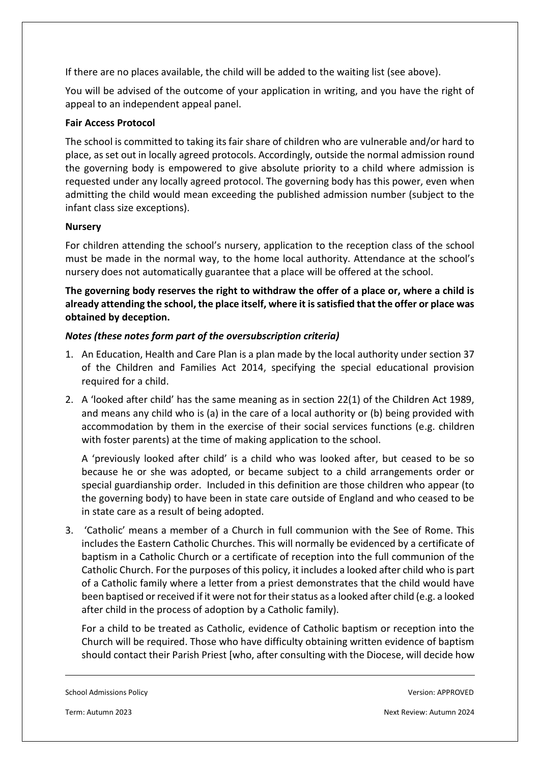If there are no places available, the child will be added to the waiting list (see above).

You will be advised of the outcome of your application in writing, and you have the right of appeal to an independent appeal panel.

**Fair Access Protocol**

The school is committed to taking its fair share of children who are vulnerable and/or hard to place, as set out in locally agreed protocols. Accordingly, outside the normal admission round the governing body is empowered to give absolute priority to a child where admission is requested under any locally agreed protocol. The governing body has this power, even when admitting the child would mean exceeding the published admission number (subject to the infant class size exceptions).

**Nursery**

For children attending the school's nursery, application to the reception class of the school must be made in the normal way, to the home local authority. Attendance at the school's nursery does not automatically guarantee that a place will be offered at the school.

**The governing body reserves the right to withdraw the offer of a place or, where a child is already attending the school, the place itself, where it is satisfied that the offer or place was obtained by deception.**

***Notes (these notes form part of the oversubscription criteria)***

1. An Education, Health and Care Plan is a plan made by the local authority under section 37 of the Children and Families Act 2014, specifying the special educational provision required for a child.
2. A 'looked after child' has the same meaning as in section 22(1) of the Children Act 1989, and means any child who is (a) in the care of a local authority or (b) being provided with accommodation by them in the exercise of their social services functions (e.g. children with foster parents) at the time of making application to the school.

   A 'previously looked after child' is a child who was looked after, but ceased to be so because he or she was adopted, or became subject to a child arrangements order or special guardianship order. Included in this definition are those children who appear (to the governing body) to have been in state care outside of England and who ceased to be in state care as a result of being adopted.
3. 'Catholic' means a member of a Church in full communion with the See of Rome. This includes the Eastern Catholic Churches. This will normally be evidenced by a certificate of baptism in a Catholic Church or a certificate of reception into the full communion of the Catholic Church. For the purposes of this policy, it includes a looked after child who is part of a Catholic family where a letter from a priest demonstrates that the child would have been baptised or received if it were not for their status as a looked after child (e.g. a looked after child in the process of adoption by a Catholic family).

   For a child to be treated as Catholic, evidence of Catholic baptism or reception into the Church will be required. Those who have difficulty obtaining written evidence of baptism should contact their Parish Priest [who, after consulting with the Diocese, will decide how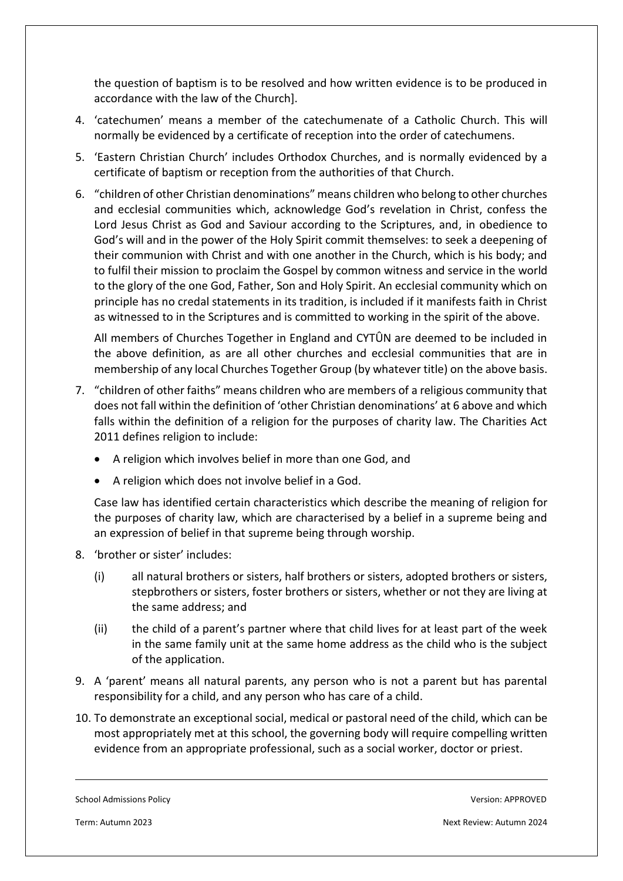the question of baptism is to be resolved and how written evidence is to be produced in accordance with the law of the Church].

4. 'catechumen' means a member of the catechumenate of a Catholic Church. This will normally be evidenced by a certificate of reception into the order of catechumens.
5. 'Eastern Christian Church' includes Orthodox Churches, and is normally evidenced by a certificate of baptism or reception from the authorities of that Church.
6. "children of other Christian denominations" means children who belong to other churches and ecclesial communities which, acknowledge God's revelation in Christ, confess the Lord Jesus Christ as God and Saviour according to the Scriptures, and, in obedience to God's will and in the power of the Holy Spirit commit themselves: to seek a deepening of their communion with Christ and with one another in the Church, which is his body; and to fulfil their mission to proclaim the Gospel by common witness and service in the world to the glory of the one God, Father, Son and Holy Spirit. An ecclesial community which on principle has no credal statements in its tradition, is included if it manifests faith in Christ as witnessed to in the Scriptures and is committed to working in the spirit of the above.

   All members of Churches Together in England and CYTÛN are deemed to be included in the above definition, as are all other churches and ecclesial communities that are in membership of any local Churches Together Group (by whatever title) on the above basis.
7. "children of other faiths" means children who are members of a religious community that does not fall within the definition of 'other Christian denominations' at 6 above and which falls within the definition of a religion for the purposes of charity law. The Charities Act 2011 defines religion to include:
   - A religion which involves belief in more than one God, and
   - A religion which does not involve belief in a God.

   Case law has identified certain characteristics which describe the meaning of religion for the purposes of charity law, which are characterised by a belief in a supreme being and an expression of belief in that supreme being through worship.
8. 'brother or sister' includes:
   (i) all natural brothers or sisters, half brothers or sisters, adopted brothers or sisters, stepbrothers or sisters, foster brothers or sisters, whether or not they are living at the same address; and
   (ii) the child of a parent's partner where that child lives for at least part of the week in the same family unit at the same home address as the child who is the subject of the application.
9. A 'parent' means all natural parents, any person who is not a parent but has parental responsibility for a child, and any person who has care of a child.
10. To demonstrate an exceptional social, medical or pastoral need of the child, which can be most appropriately met at this school, the governing body will require compelling written evidence from an appropriate professional, such as a social worker, doctor or priest.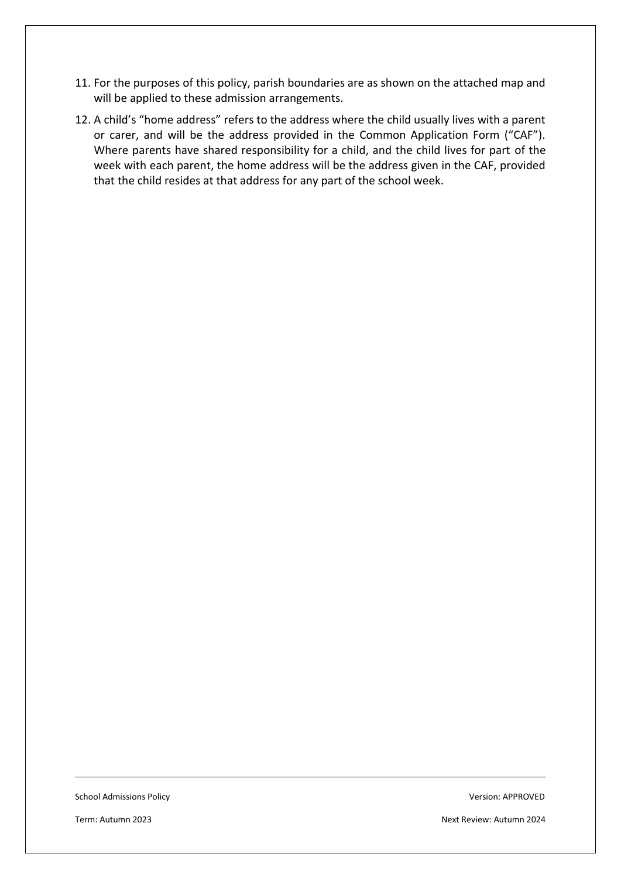11. For the purposes of this policy, parish boundaries are as shown on the attached map and will be applied to these admission arrangements.

12. A child's "home address" refers to the address where the child usually lives with a parent or carer, and will be the address provided in the Common Application Form ("CAF"). Where parents have shared responsibility for a child, and the child lives for part of the week with each parent, the home address will be the address given in the CAF, provided that the child resides at that address for any part of the school week.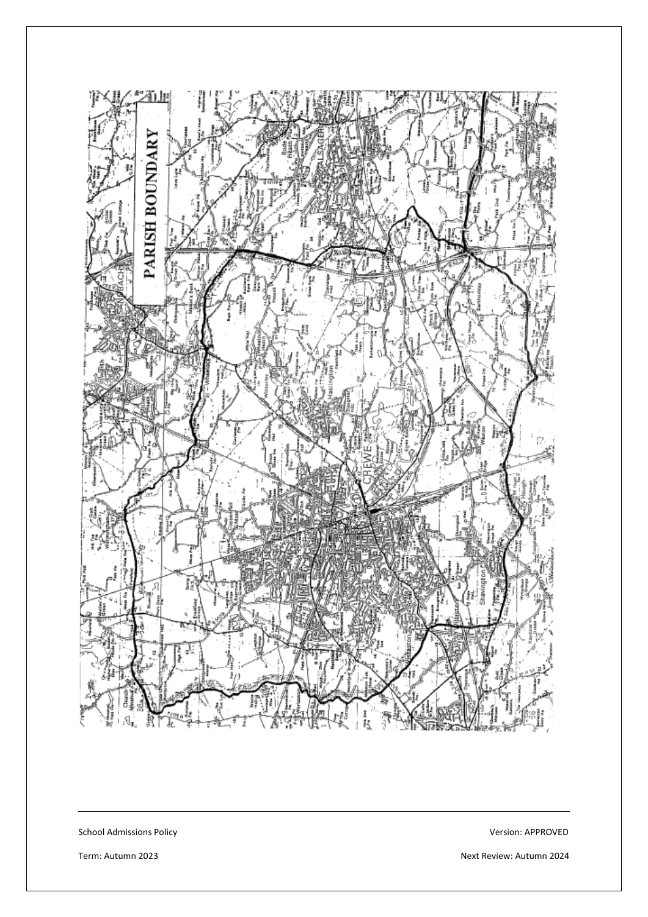PARISH BOUNDARY